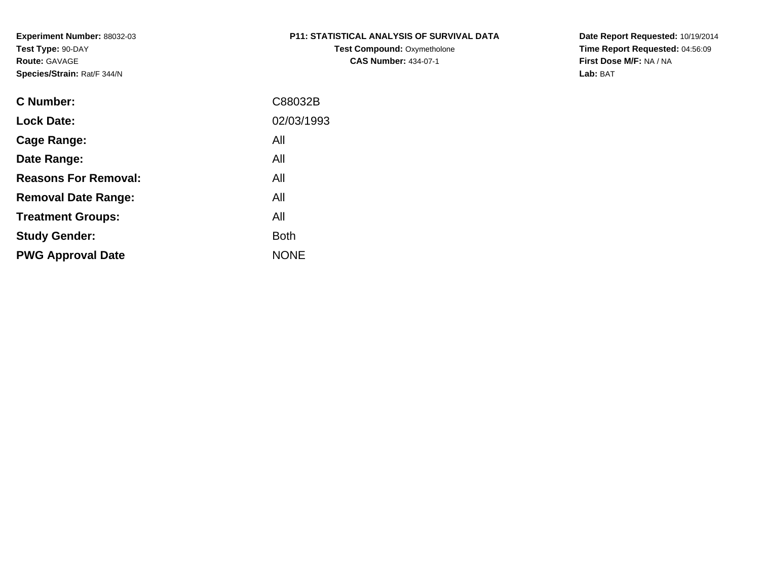**Experiment Number:** 88032-03
**Test Type:** 90-DAY
**Route:** GAVAGE
**Species/Strain:** Rat/F 344/N

**P11: STATISTICAL ANALYSIS OF SURVIVAL DATA**
**Test Compound:** Oxymetholone
**CAS Number:** 434-07-1

**Date Report Requested:** 10/19/2014
**Time Report Requested:** 04:56:09
**First Dose M/F:** NA / NA
**Lab:** BAT

| | |
|---|---|
| **C Number:** | C88032B |
| **Lock Date:** | 02/03/1993 |
| **Cage Range:** | All |
| **Date Range:** | All |
| **Reasons For Removal:** | All |
| **Removal Date Range:** | All |
| **Treatment Groups:** | All |
| **Study Gender:** | Both |
| **PWG Approval Date** | NONE |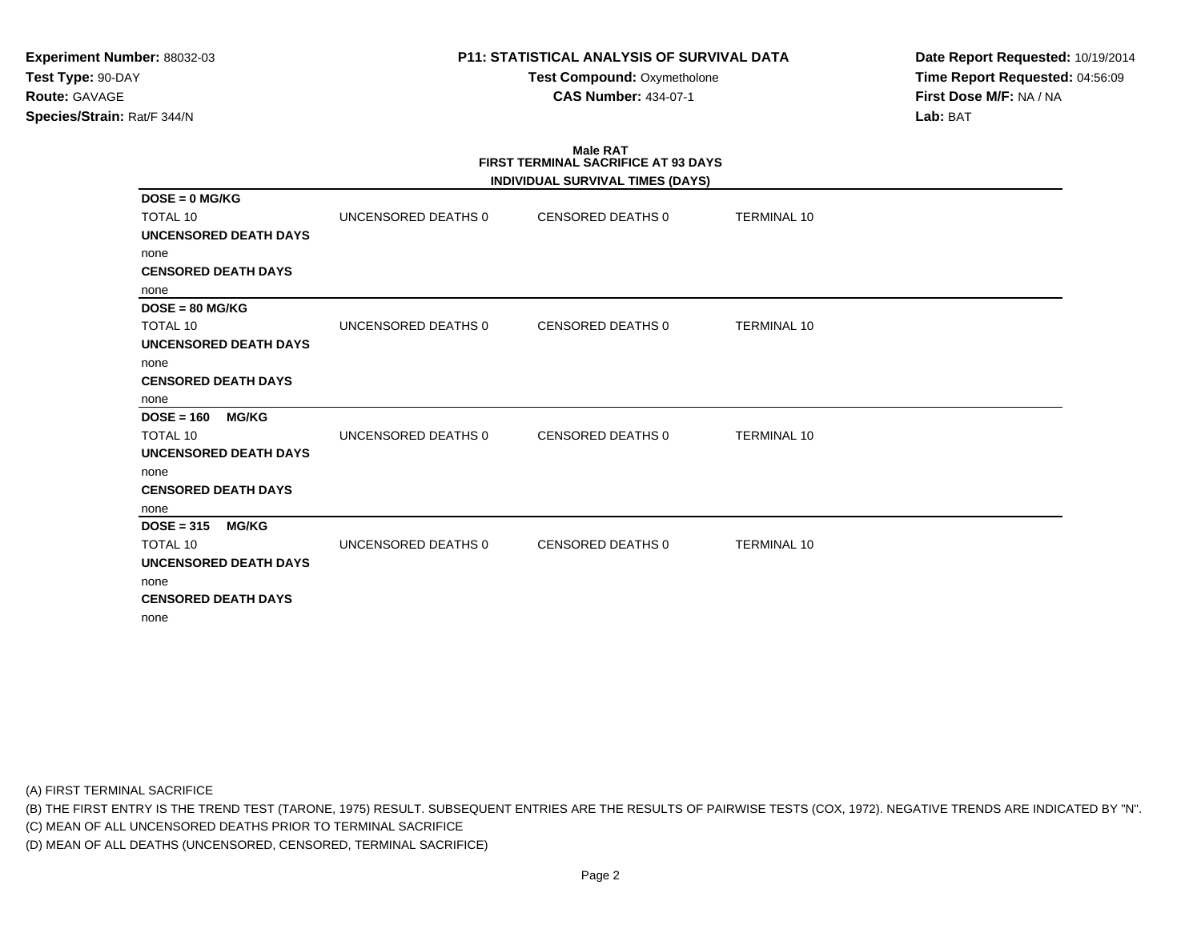**Experiment Number:** 88032-03
**Test Type:** 90-DAY
**Route:** GAVAGE
**Species/Strain:** Rat/F 344/N

**P11: STATISTICAL ANALYSIS OF SURVIVAL DATA**
**Test Compound:** Oxymetholone
**CAS Number:** 434-07-1

**Date Report Requested:** 10/19/2014
**Time Report Requested:** 04:56:09
**First Dose M/F:** NA / NA
**Lab:** BAT

**Male RAT**
**FIRST TERMINAL SACRIFICE AT 93 DAYS**
**INDIVIDUAL SURVIVAL TIMES (DAYS)**

**DOSE = 0 MG/KG**

| TOTAL 10 | UNCENSORED DEATHS 0 | CENSORED DEATHS 0 | TERMINAL 10 |
|---|---|---|---|

**UNCENSORED DEATH DAYS**
none
**CENSORED DEATH DAYS**
none

**DOSE = 80 MG/KG**

| TOTAL 10 | UNCENSORED DEATHS 0 | CENSORED DEATHS 0 | TERMINAL 10 |
|---|---|---|---|

**UNCENSORED DEATH DAYS**
none
**CENSORED DEATH DAYS**
none

**DOSE = 160 MG/KG**

| TOTAL 10 | UNCENSORED DEATHS 0 | CENSORED DEATHS 0 | TERMINAL 10 |
|---|---|---|---|

**UNCENSORED DEATH DAYS**
none
**CENSORED DEATH DAYS**
none

**DOSE = 315 MG/KG**

| TOTAL 10 | UNCENSORED DEATHS 0 | CENSORED DEATHS 0 | TERMINAL 10 |
|---|---|---|---|

**UNCENSORED DEATH DAYS**
none
**CENSORED DEATH DAYS**
none

(A) FIRST TERMINAL SACRIFICE
(B) THE FIRST ENTRY IS THE TREND TEST (TARONE, 1975) RESULT. SUBSEQUENT ENTRIES ARE THE RESULTS OF PAIRWISE TESTS (COX, 1972). NEGATIVE TRENDS ARE INDICATED BY "N".
(C) MEAN OF ALL UNCENSORED DEATHS PRIOR TO TERMINAL SACRIFICE
(D) MEAN OF ALL DEATHS (UNCENSORED, CENSORED, TERMINAL SACRIFICE)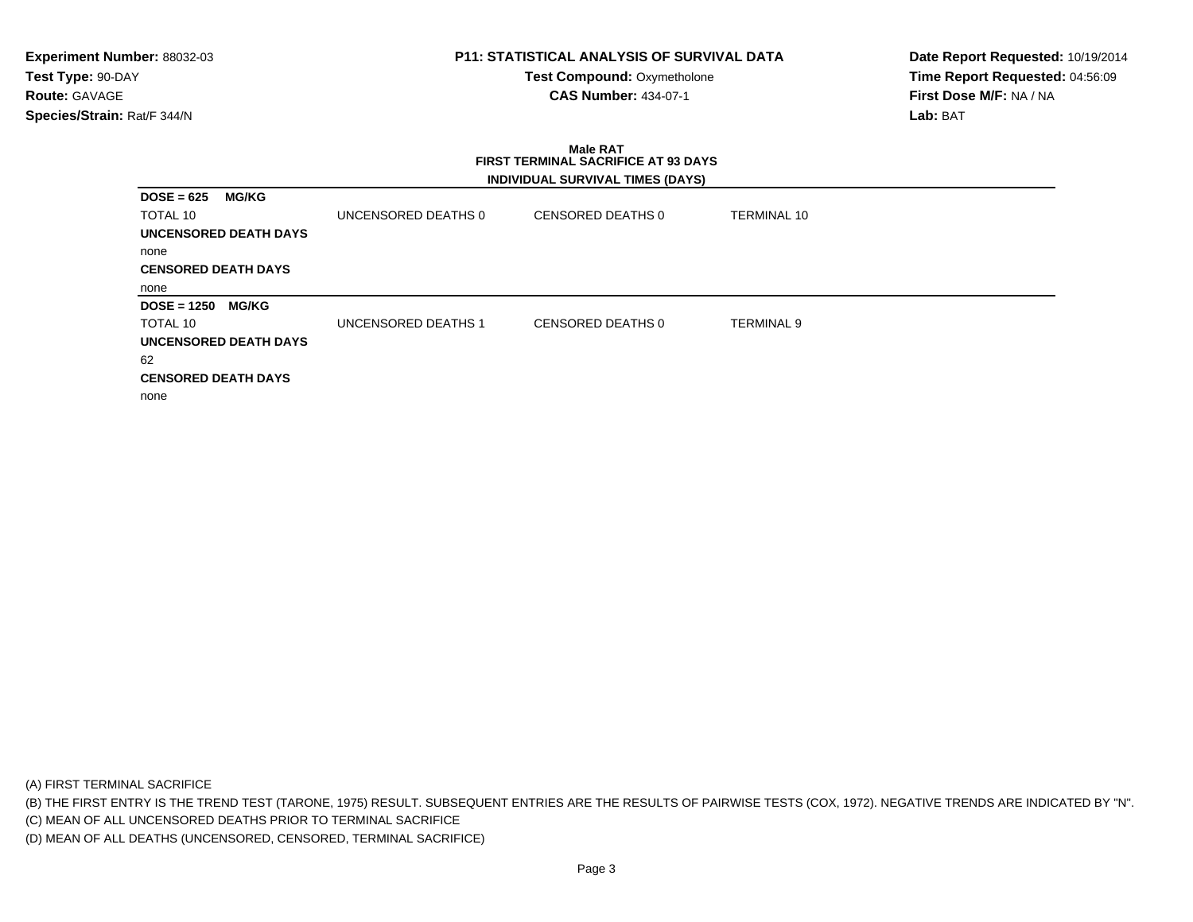**Experiment Number:** 88032-03
**Test Type:** 90-DAY
**Route:** GAVAGE
**Species/Strain:** Rat/F 344/N

**P11: STATISTICAL ANALYSIS OF SURVIVAL DATA**
**Test Compound:** Oxymetholone
**CAS Number:** 434-07-1

**Date Report Requested:** 10/19/2014
**Time Report Requested:** 04:56:09
**First Dose M/F:** NA / NA
**Lab:** BAT

**Male RAT**
**FIRST TERMINAL SACRIFICE AT 93 DAYS**
**INDIVIDUAL SURVIVAL TIMES (DAYS)**

**DOSE = 625 MG/KG**

| TOTAL 10 | UNCENSORED DEATHS 0 | CENSORED DEATHS 0 | TERMINAL 10 |
|---|---|---|---|

**UNCENSORED DEATH DAYS**

none

**CENSORED DEATH DAYS**

none

**DOSE = 1250 MG/KG**

| TOTAL 10 | UNCENSORED DEATHS 1 | CENSORED DEATHS 0 | TERMINAL 9 |
|---|---|---|---|

**UNCENSORED DEATH DAYS**

62

**CENSORED DEATH DAYS**

none

(A) FIRST TERMINAL SACRIFICE
(B) THE FIRST ENTRY IS THE TREND TEST (TARONE, 1975) RESULT. SUBSEQUENT ENTRIES ARE THE RESULTS OF PAIRWISE TESTS (COX, 1972). NEGATIVE TRENDS ARE INDICATED BY "N".
(C) MEAN OF ALL UNCENSORED DEATHS PRIOR TO TERMINAL SACRIFICE
(D) MEAN OF ALL DEATHS (UNCENSORED, CENSORED, TERMINAL SACRIFICE)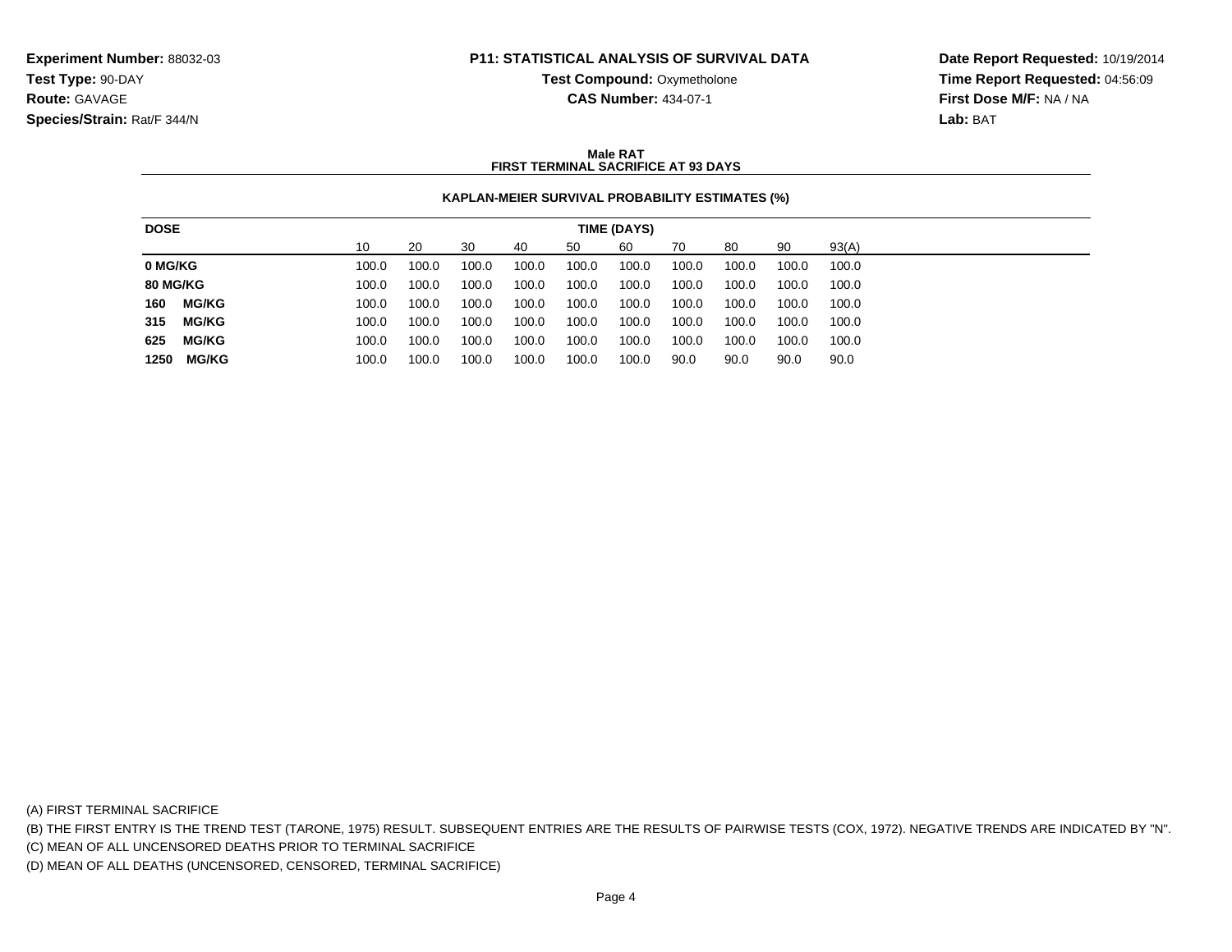**Experiment Number:** 88032-03
**Test Type:** 90-DAY
**Route:** GAVAGE
**Species/Strain:** Rat/F 344/N

**P11: STATISTICAL ANALYSIS OF SURVIVAL DATA**
**Test Compound:** Oxymetholone
**CAS Number:** 434-07-1

**Date Report Requested:** 10/19/2014
**Time Report Requested:** 04:56:09
**First Dose M/F:** NA / NA
**Lab:** BAT

**Male RAT**
**FIRST TERMINAL SACRIFICE AT 93 DAYS**

**KAPLAN-MEIER SURVIVAL PROBABILITY ESTIMATES (%)**

| DOSE | TIME (DAYS) | | | | | | | | | |
|---|---|---|---|---|---|---|---|---|---|---|
| | 10 | 20 | 30 | 40 | 50 | 60 | 70 | 80 | 90 | 93(A) |
| **0 MG/KG** | 100.0 | 100.0 | 100.0 | 100.0 | 100.0 | 100.0 | 100.0 | 100.0 | 100.0 | 100.0 |
| **80 MG/KG** | 100.0 | 100.0 | 100.0 | 100.0 | 100.0 | 100.0 | 100.0 | 100.0 | 100.0 | 100.0 |
| **160 MG/KG** | 100.0 | 100.0 | 100.0 | 100.0 | 100.0 | 100.0 | 100.0 | 100.0 | 100.0 | 100.0 |
| **315 MG/KG** | 100.0 | 100.0 | 100.0 | 100.0 | 100.0 | 100.0 | 100.0 | 100.0 | 100.0 | 100.0 |
| **625 MG/KG** | 100.0 | 100.0 | 100.0 | 100.0 | 100.0 | 100.0 | 100.0 | 100.0 | 100.0 | 100.0 |
| **1250 MG/KG** | 100.0 | 100.0 | 100.0 | 100.0 | 100.0 | 100.0 | 90.0 | 90.0 | 90.0 | 90.0 |

(A) FIRST TERMINAL SACRIFICE

(B) THE FIRST ENTRY IS THE TREND TEST (TARONE, 1975) RESULT. SUBSEQUENT ENTRIES ARE THE RESULTS OF PAIRWISE TESTS (COX, 1972). NEGATIVE TRENDS ARE INDICATED BY "N".

(C) MEAN OF ALL UNCENSORED DEATHS PRIOR TO TERMINAL SACRIFICE

(D) MEAN OF ALL DEATHS (UNCENSORED, CENSORED, TERMINAL SACRIFICE)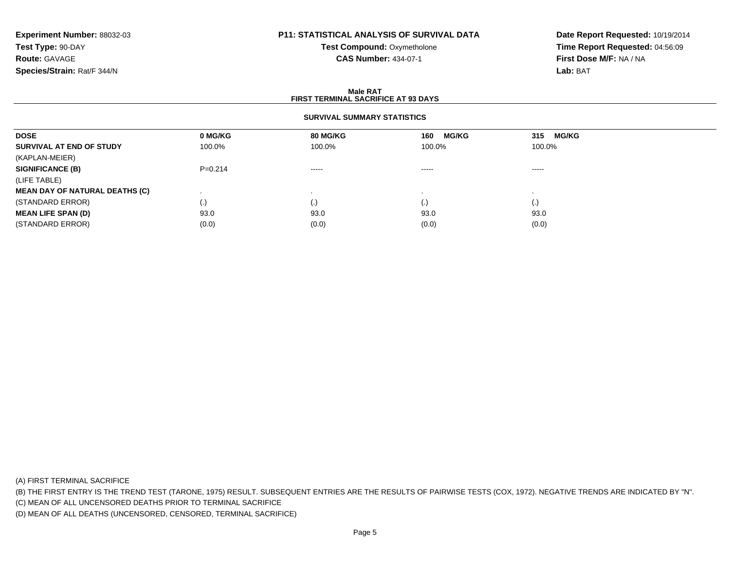**Experiment Number:** 88032-03
**Test Type:** 90-DAY
**Route:** GAVAGE
**Species/Strain:** Rat/F 344/N

**P11: STATISTICAL ANALYSIS OF SURVIVAL DATA**
**Test Compound:** Oxymetholone
**CAS Number:** 434-07-1

**Date Report Requested:** 10/19/2014
**Time Report Requested:** 04:56:09
**First Dose M/F:** NA / NA
**Lab:** BAT

### Male RAT
### FIRST TERMINAL SACRIFICE AT 93 DAYS

#### SURVIVAL SUMMARY STATISTICS

| DOSE | 0 MG/KG | 80 MG/KG | 160 MG/KG | 315 MG/KG |
|---|---|---|---|---|
| **SURVIVAL AT END OF STUDY** | 100.0% | 100.0% | 100.0% | 100.0% |
| (KAPLAN-MEIER) | | | | |
| **SIGNIFICANCE (B)** | P=0.214 | ----- | ----- | ----- |
| (LIFE TABLE) | | | | |
| **MEAN DAY OF NATURAL DEATHS (C)** | . | . | . | . |
| (STANDARD ERROR) | (.) | (.) | (.) | (.) |
| **MEAN LIFE SPAN (D)** | 93.0 | 93.0 | 93.0 | 93.0 |
| (STANDARD ERROR) | (0.0) | (0.0) | (0.0) | (0.0) |

(A) FIRST TERMINAL SACRIFICE
(B) THE FIRST ENTRY IS THE TREND TEST (TARONE, 1975) RESULT. SUBSEQUENT ENTRIES ARE THE RESULTS OF PAIRWISE TESTS (COX, 1972). NEGATIVE TRENDS ARE INDICATED BY "N".
(C) MEAN OF ALL UNCENSORED DEATHS PRIOR TO TERMINAL SACRIFICE
(D) MEAN OF ALL DEATHS (UNCENSORED, CENSORED, TERMINAL SACRIFICE)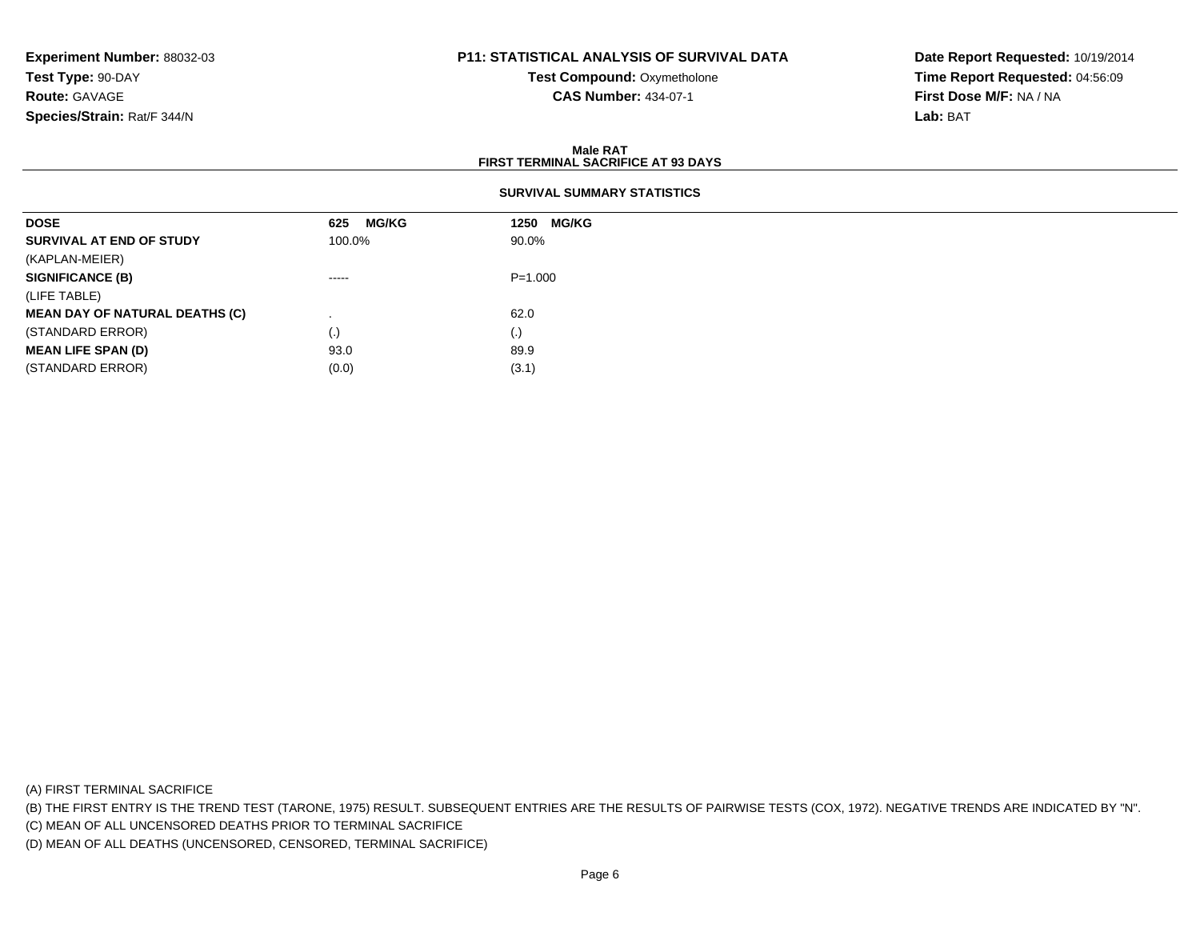**Experiment Number:** 88032-03
**Test Type:** 90-DAY
**Route:** GAVAGE
**Species/Strain:** Rat/F 344/N

**P11: STATISTICAL ANALYSIS OF SURVIVAL DATA**
**Test Compound:** Oxymetholone
**CAS Number:** 434-07-1

**Date Report Requested:** 10/19/2014
**Time Report Requested:** 04:56:09
**First Dose M/F:** NA / NA
**Lab:** BAT

## Male RAT
## FIRST TERMINAL SACRIFICE AT 93 DAYS

### SURVIVAL SUMMARY STATISTICS

| DOSE | 625 MG/KG | 1250 MG/KG |
|---|---|---|
| **SURVIVAL AT END OF STUDY** | 100.0% | 90.0% |
| (KAPLAN-MEIER) | | |
| **SIGNIFICANCE (B)** | ----- | P=1.000 |
| (LIFE TABLE) | | |
| **MEAN DAY OF NATURAL DEATHS (C)** | . | 62.0 |
| (STANDARD ERROR) | (.) | (.) |
| **MEAN LIFE SPAN (D)** | 93.0 | 89.9 |
| (STANDARD ERROR) | (0.0) | (3.1) |

(A) FIRST TERMINAL SACRIFICE
(B) THE FIRST ENTRY IS THE TREND TEST (TARONE, 1975) RESULT. SUBSEQUENT ENTRIES ARE THE RESULTS OF PAIRWISE TESTS (COX, 1972). NEGATIVE TRENDS ARE INDICATED BY "N".
(C) MEAN OF ALL UNCENSORED DEATHS PRIOR TO TERMINAL SACRIFICE
(D) MEAN OF ALL DEATHS (UNCENSORED, CENSORED, TERMINAL SACRIFICE)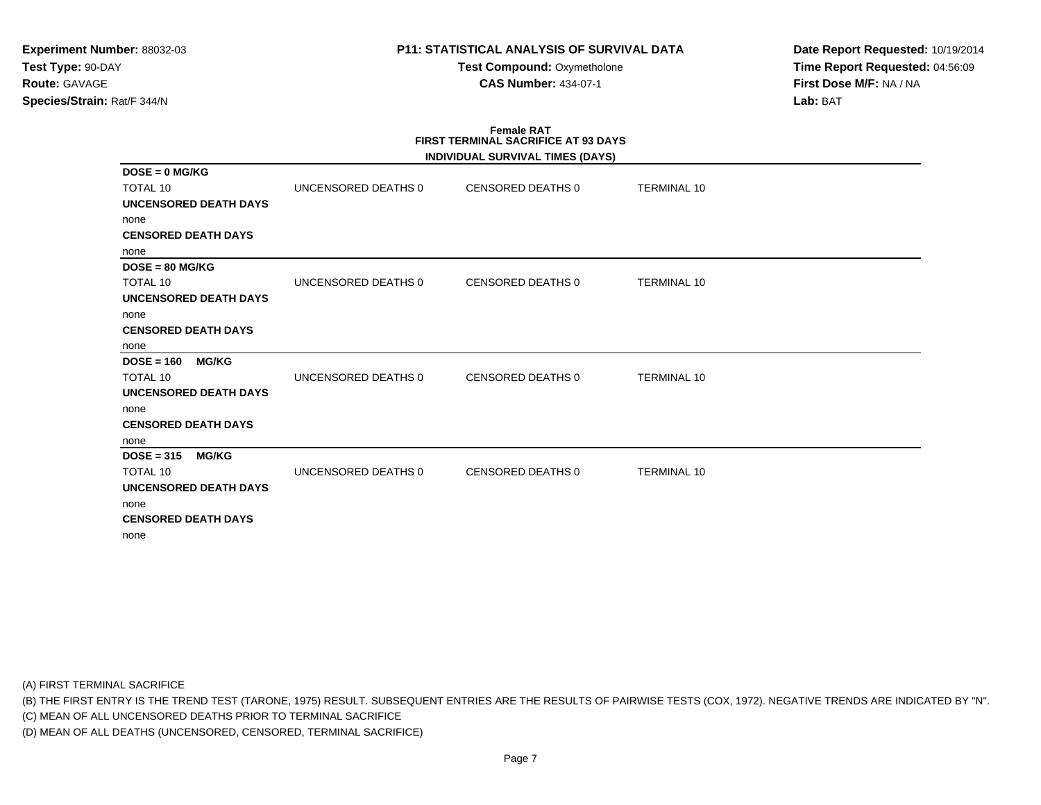**Experiment Number:** 88032-03
**Test Type:** 90-DAY
**Route:** GAVAGE
**Species/Strain:** Rat/F 344/N

**P11: STATISTICAL ANALYSIS OF SURVIVAL DATA**
**Test Compound:** Oxymetholone
**CAS Number:** 434-07-1

**Date Report Requested:** 10/19/2014
**Time Report Requested:** 04:56:09
**First Dose M/F:** NA / NA
**Lab:** BAT

## Female RAT
## FIRST TERMINAL SACRIFICE AT 93 DAYS

### INDIVIDUAL SURVIVAL TIMES (DAYS)

**DOSE = 0 MG/KG**

| TOTAL 10 | UNCENSORED DEATHS 0 | CENSORED DEATHS 0 | TERMINAL 10 |
|---|---|---|---|

**UNCENSORED DEATH DAYS**
none
**CENSORED DEATH DAYS**
none

**DOSE = 80 MG/KG**

| TOTAL 10 | UNCENSORED DEATHS 0 | CENSORED DEATHS 0 | TERMINAL 10 |
|---|---|---|---|

**UNCENSORED DEATH DAYS**
none
**CENSORED DEATH DAYS**
none

**DOSE = 160 MG/KG**

| TOTAL 10 | UNCENSORED DEATHS 0 | CENSORED DEATHS 0 | TERMINAL 10 |
|---|---|---|---|

**UNCENSORED DEATH DAYS**
none
**CENSORED DEATH DAYS**
none

**DOSE = 315 MG/KG**

| TOTAL 10 | UNCENSORED DEATHS 0 | CENSORED DEATHS 0 | TERMINAL 10 |
|---|---|---|---|

**UNCENSORED DEATH DAYS**
none
**CENSORED DEATH DAYS**
none

(A) FIRST TERMINAL SACRIFICE
(B) THE FIRST ENTRY IS THE TREND TEST (TARONE, 1975) RESULT. SUBSEQUENT ENTRIES ARE THE RESULTS OF PAIRWISE TESTS (COX, 1972). NEGATIVE TRENDS ARE INDICATED BY "N".
(C) MEAN OF ALL UNCENSORED DEATHS PRIOR TO TERMINAL SACRIFICE
(D) MEAN OF ALL DEATHS (UNCENSORED, CENSORED, TERMINAL SACRIFICE)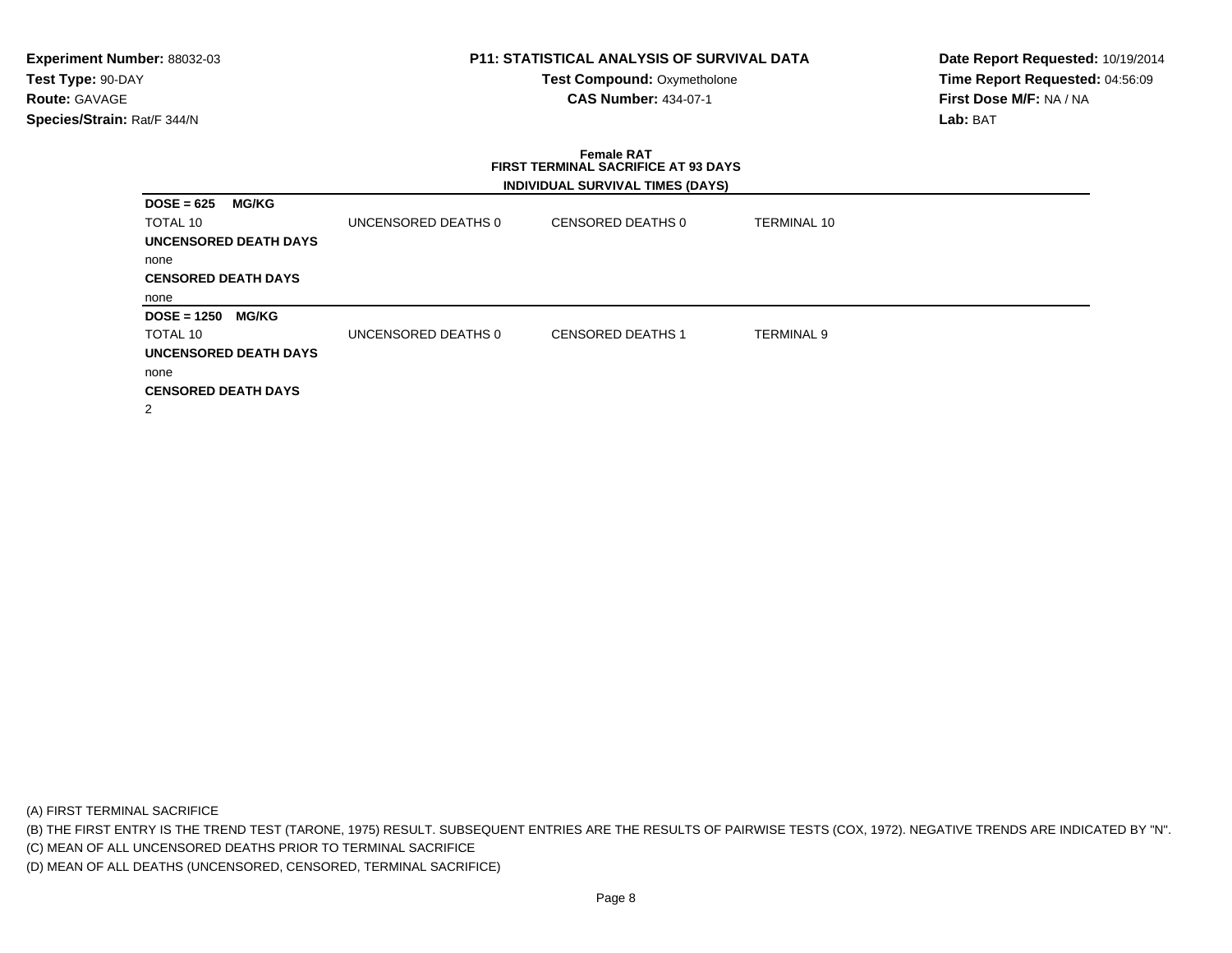**Experiment Number:** 88032-03
**Test Type:** 90-DAY
**Route:** GAVAGE
**Species/Strain:** Rat/F 344/N

**P11: STATISTICAL ANALYSIS OF SURVIVAL DATA**
**Test Compound:** Oxymetholone
**CAS Number:** 434-07-1

**Date Report Requested:** 10/19/2014
**Time Report Requested:** 04:56:09
**First Dose M/F:** NA / NA
**Lab:** BAT

**Female RAT**
**FIRST TERMINAL SACRIFICE AT 93 DAYS**
**INDIVIDUAL SURVIVAL TIMES (DAYS)**

**DOSE = 625 MG/KG**

| TOTAL 10 | UNCENSORED DEATHS 0 | CENSORED DEATHS 0 | TERMINAL 10 |
|---|---|---|---|

**UNCENSORED DEATH DAYS**
none

**CENSORED DEATH DAYS**
none

**DOSE = 1250 MG/KG**

| TOTAL 10 | UNCENSORED DEATHS 0 | CENSORED DEATHS 1 | TERMINAL 9 |
|---|---|---|---|

**UNCENSORED DEATH DAYS**
none

**CENSORED DEATH DAYS**
2

(A) FIRST TERMINAL SACRIFICE
(B) THE FIRST ENTRY IS THE TREND TEST (TARONE, 1975) RESULT. SUBSEQUENT ENTRIES ARE THE RESULTS OF PAIRWISE TESTS (COX, 1972). NEGATIVE TRENDS ARE INDICATED BY "N".
(C) MEAN OF ALL UNCENSORED DEATHS PRIOR TO TERMINAL SACRIFICE
(D) MEAN OF ALL DEATHS (UNCENSORED, CENSORED, TERMINAL SACRIFICE)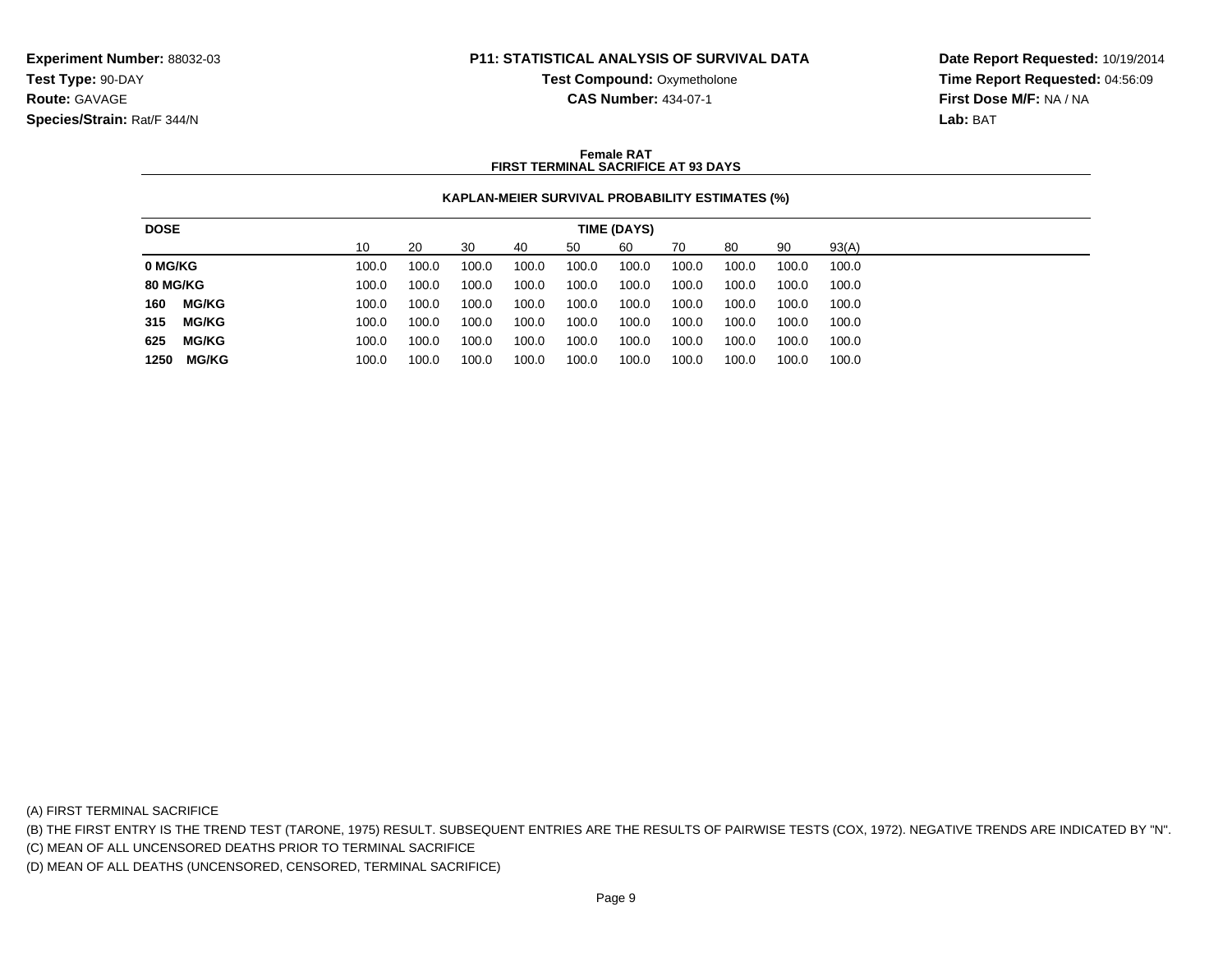**Experiment Number:** 88032-03
**Test Type:** 90-DAY
**Route:** GAVAGE
**Species/Strain:** Rat/F 344/N

**P11: STATISTICAL ANALYSIS OF SURVIVAL DATA**
**Test Compound:** Oxymetholone
**CAS Number:** 434-07-1

**Date Report Requested:** 10/19/2014
**Time Report Requested:** 04:56:09
**First Dose M/F:** NA / NA
**Lab:** BAT

**Female RAT**
**FIRST TERMINAL SACRIFICE AT 93 DAYS**

**KAPLAN-MEIER SURVIVAL PROBABILITY ESTIMATES (%)**

| DOSE | TIME (DAYS) | | | | | | | | | |
|---|---|---|---|---|---|---|---|---|---|---|
| | 10 | 20 | 30 | 40 | 50 | 60 | 70 | 80 | 90 | 93(A) |
| **0 MG/KG** | 100.0 | 100.0 | 100.0 | 100.0 | 100.0 | 100.0 | 100.0 | 100.0 | 100.0 | 100.0 |
| **80 MG/KG** | 100.0 | 100.0 | 100.0 | 100.0 | 100.0 | 100.0 | 100.0 | 100.0 | 100.0 | 100.0 |
| **160 MG/KG** | 100.0 | 100.0 | 100.0 | 100.0 | 100.0 | 100.0 | 100.0 | 100.0 | 100.0 | 100.0 |
| **315 MG/KG** | 100.0 | 100.0 | 100.0 | 100.0 | 100.0 | 100.0 | 100.0 | 100.0 | 100.0 | 100.0 |
| **625 MG/KG** | 100.0 | 100.0 | 100.0 | 100.0 | 100.0 | 100.0 | 100.0 | 100.0 | 100.0 | 100.0 |
| **1250 MG/KG** | 100.0 | 100.0 | 100.0 | 100.0 | 100.0 | 100.0 | 100.0 | 100.0 | 100.0 | 100.0 |

(A) FIRST TERMINAL SACRIFICE
(B) THE FIRST ENTRY IS THE TREND TEST (TARONE, 1975) RESULT. SUBSEQUENT ENTRIES ARE THE RESULTS OF PAIRWISE TESTS (COX, 1972). NEGATIVE TRENDS ARE INDICATED BY "N".
(C) MEAN OF ALL UNCENSORED DEATHS PRIOR TO TERMINAL SACRIFICE
(D) MEAN OF ALL DEATHS (UNCENSORED, CENSORED, TERMINAL SACRIFICE)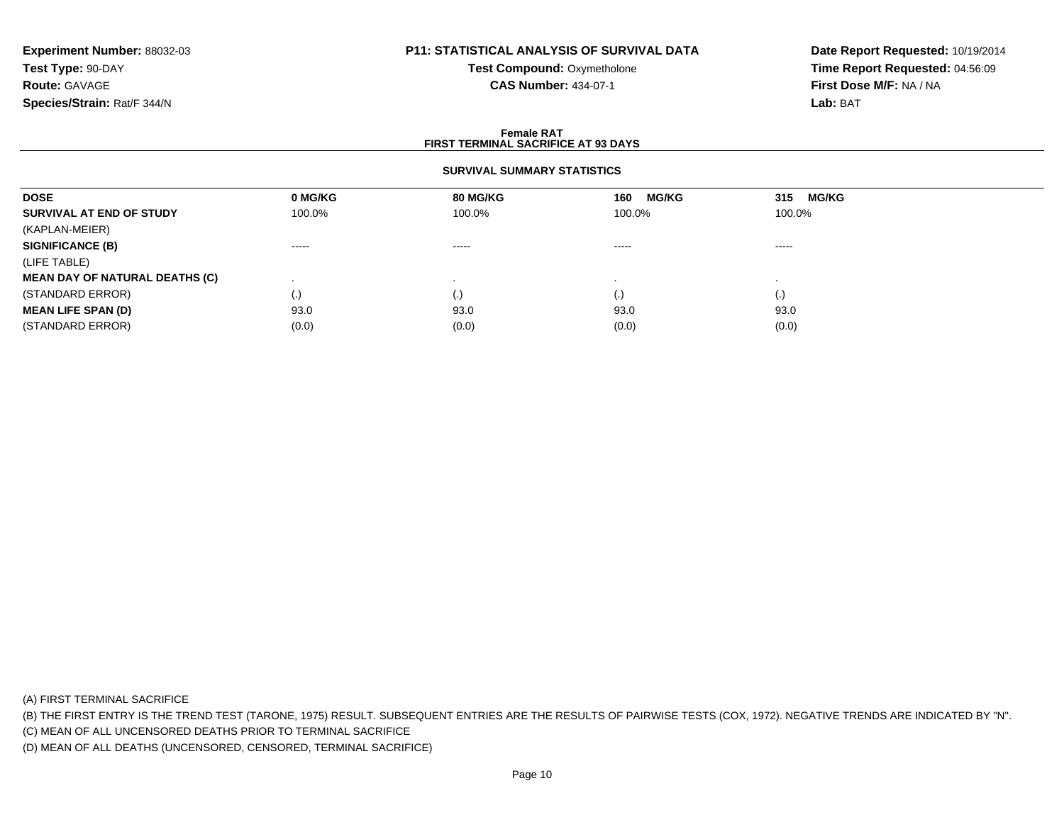**Experiment Number:** 88032-03
**Test Type:** 90-DAY
**Route:** GAVAGE
**Species/Strain:** Rat/F 344/N

**P11: STATISTICAL ANALYSIS OF SURVIVAL DATA**
**Test Compound:** Oxymetholone
**CAS Number:** 434-07-1

**Date Report Requested:** 10/19/2014
**Time Report Requested:** 04:56:09
**First Dose M/F:** NA / NA
**Lab:** BAT

## Female RAT
## FIRST TERMINAL SACRIFICE AT 93 DAYS

### SURVIVAL SUMMARY STATISTICS

| DOSE | 0 MG/KG | 80 MG/KG | 160 MG/KG | 315 MG/KG |
|---|---|---|---|---|
| **SURVIVAL AT END OF STUDY** | 100.0% | 100.0% | 100.0% | 100.0% |
| (KAPLAN-MEIER) | | | | |
| **SIGNIFICANCE (B)** | ----- | ----- | ----- | ----- |
| (LIFE TABLE) | | | | |
| **MEAN DAY OF NATURAL DEATHS (C)** | . | . | . | . |
| (STANDARD ERROR) | (.) | (.) | (.) | (.) |
| **MEAN LIFE SPAN (D)** | 93.0 | 93.0 | 93.0 | 93.0 |
| (STANDARD ERROR) | (0.0) | (0.0) | (0.0) | (0.0) |

(A) FIRST TERMINAL SACRIFICE
(B) THE FIRST ENTRY IS THE TREND TEST (TARONE, 1975) RESULT. SUBSEQUENT ENTRIES ARE THE RESULTS OF PAIRWISE TESTS (COX, 1972). NEGATIVE TRENDS ARE INDICATED BY "N".
(C) MEAN OF ALL UNCENSORED DEATHS PRIOR TO TERMINAL SACRIFICE
(D) MEAN OF ALL DEATHS (UNCENSORED, CENSORED, TERMINAL SACRIFICE)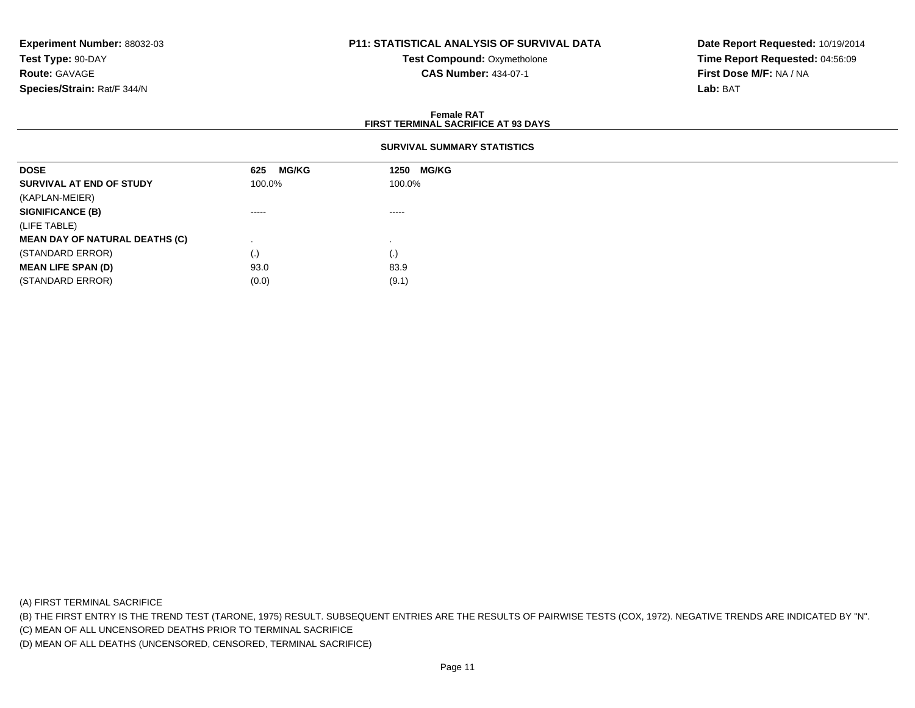**Experiment Number:** 88032-03
**Test Type:** 90-DAY
**Route:** GAVAGE
**Species/Strain:** Rat/F 344/N

**P11: STATISTICAL ANALYSIS OF SURVIVAL DATA**
**Test Compound:** Oxymetholone
**CAS Number:** 434-07-1

**Date Report Requested:** 10/19/2014
**Time Report Requested:** 04:56:09
**First Dose M/F:** NA / NA
**Lab:** BAT

**Female RAT**
**FIRST TERMINAL SACRIFICE AT 93 DAYS**

**SURVIVAL SUMMARY STATISTICS**

| DOSE | 625 MG/KG | 1250 MG/KG |
|---|---|---|
| **SURVIVAL AT END OF STUDY** | 100.0% | 100.0% |
| (KAPLAN-MEIER) | | |
| **SIGNIFICANCE (B)** | ----- | ----- |
| (LIFE TABLE) | | |
| **MEAN DAY OF NATURAL DEATHS (C)** | . | . |
| (STANDARD ERROR) | (.) | (.) |
| **MEAN LIFE SPAN (D)** | 93.0 | 83.9 |
| (STANDARD ERROR) | (0.0) | (9.1) |

(A) FIRST TERMINAL SACRIFICE
(B) THE FIRST ENTRY IS THE TREND TEST (TARONE, 1975) RESULT. SUBSEQUENT ENTRIES ARE THE RESULTS OF PAIRWISE TESTS (COX, 1972). NEGATIVE TRENDS ARE INDICATED BY "N".
(C) MEAN OF ALL UNCENSORED DEATHS PRIOR TO TERMINAL SACRIFICE
(D) MEAN OF ALL DEATHS (UNCENSORED, CENSORED, TERMINAL SACRIFICE)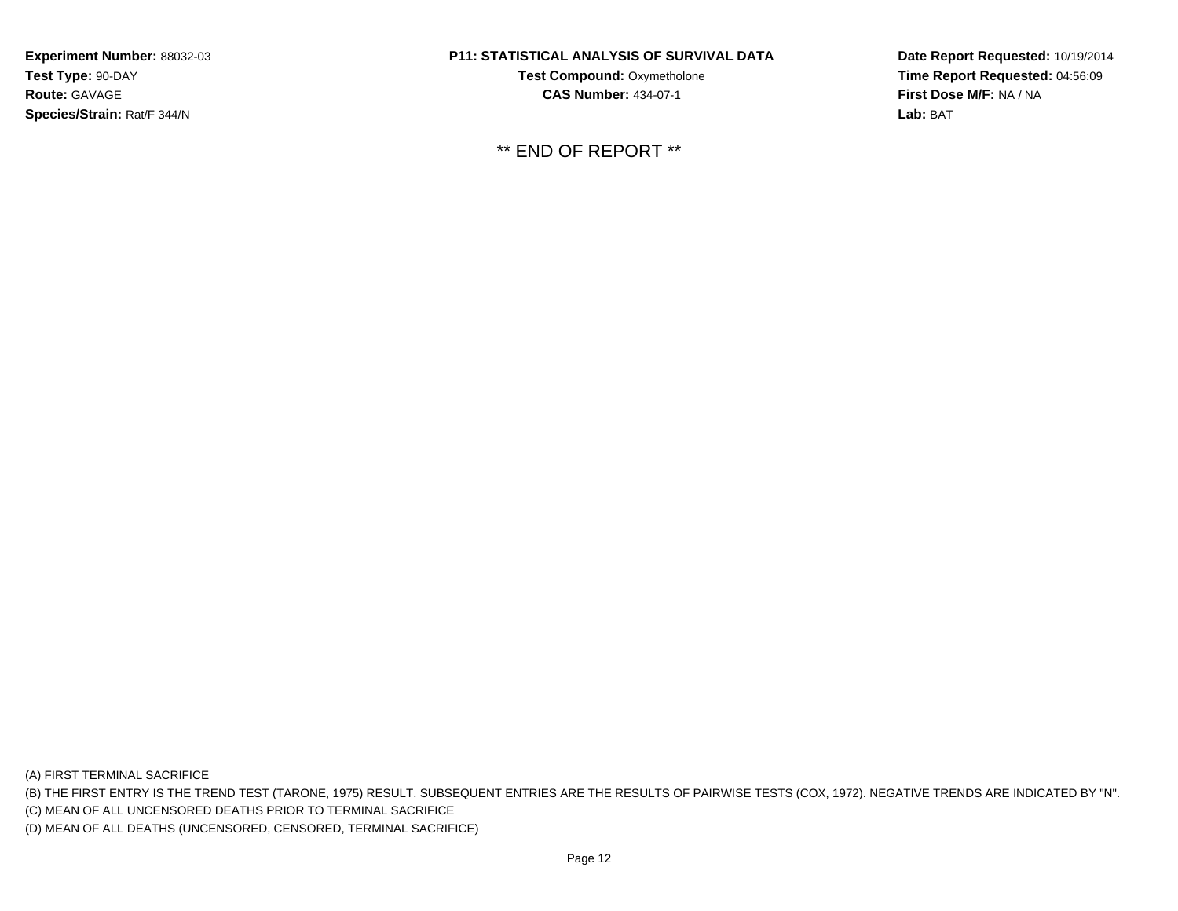**Experiment Number:** 88032-03
**Test Type:** 90-DAY
**Route:** GAVAGE
**Species/Strain:** Rat/F 344/N

**P11: STATISTICAL ANALYSIS OF SURVIVAL DATA**
**Test Compound:** Oxymetholone
**CAS Number:** 434-07-1

**Date Report Requested:** 10/19/2014
**Time Report Requested:** 04:56:09
**First Dose M/F:** NA / NA
**Lab:** BAT

\*\* END OF REPORT \*\*

(A) FIRST TERMINAL SACRIFICE
(B) THE FIRST ENTRY IS THE TREND TEST (TARONE, 1975) RESULT. SUBSEQUENT ENTRIES ARE THE RESULTS OF PAIRWISE TESTS (COX, 1972). NEGATIVE TRENDS ARE INDICATED BY "N".
(C) MEAN OF ALL UNCENSORED DEATHS PRIOR TO TERMINAL SACRIFICE
(D) MEAN OF ALL DEATHS (UNCENSORED, CENSORED, TERMINAL SACRIFICE)